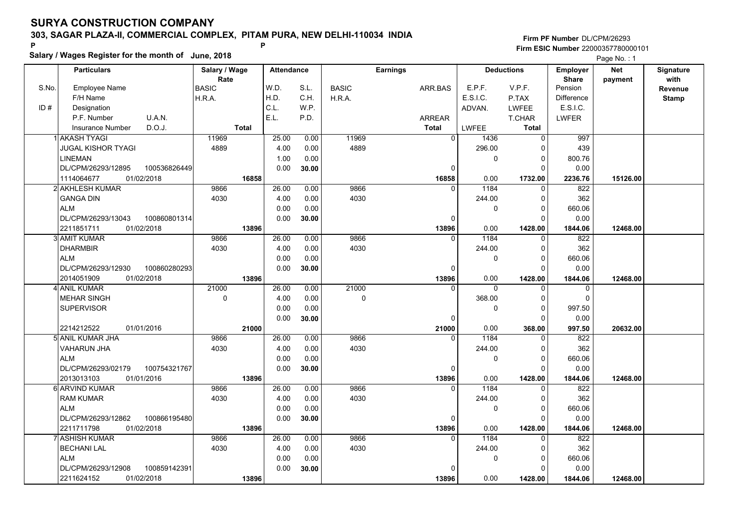# SURYA CONSTRUCTION COMPANY

**303, SAGAR PLAZA-II, COMMERCIAL COMPLEX, PITAM PURA, NEW DELHI-110034 INDIA**

P P

**Salary / Wages Register for the month of June, 2018**

**Firm PF Number** DL/CPM/26293
**Firm ESIC Number** 22000357780000101

Page No. : 1

| S.No. / ID # | Particulars: Employee Name / F/H Name / Designation / P.F. Number, U.A.N. / Insurance Number, D.O.J. | Salary / Wage Rate: BASIC / H.R.A. / Total | Attendance: W.D. / H.D. / C.L. / E.L. | Attendance: S.L. / C.H. / W.P. / P.D. | Earnings: BASIC / H.R.A. | Earnings: ARR.BAS / ARREAR / Total | Deductions: E.P.F. / E.S.I.C. / ADVAN. / LWFEE | Deductions: V.P.F. / P.TAX / LWFEE / T.CHAR / Total | Employer Share: Pension / Difference / E.S.I.C. / LWFER | Net payment | Signature with Revenue Stamp |
|---|---|---|---|---|---|---|---|---|---|---|---|
| 1 | AKASH TYAGI<br>JUGAL KISHOR TYAGI<br>LINEMAN<br>DL/CPM/26293/12895 100536826449<br>1114064677 01/02/2018 | 11969<br>4889<br>16858 | 25.00<br>4.00<br>1.00<br>0.00 | 0.00<br>0.00<br>0.00<br>30.00 | 11969<br>4889 | 0<br>0<br>16858 | 1436<br>296.00<br>0<br>0.00 | 0<br>0<br>0<br>0<br>1732.00 | 997<br>439<br>800.76<br>0.00<br>2236.76 | 15126.00 | |
| 2 | AKHLESH KUMAR<br>GANGA DIN<br>ALM<br>DL/CPM/26293/13043 100860801314<br>2211851711 01/02/2018 | 9866<br>4030<br>13896 | 26.00<br>4.00<br>0.00<br>0.00 | 0.00<br>0.00<br>0.00<br>30.00 | 9866<br>4030 | 0<br>0<br>13896 | 1184<br>244.00<br>0<br>0.00 | 0<br>0<br>0<br>0<br>1428.00 | 822<br>362<br>660.06<br>0.00<br>1844.06 | 12468.00 | |
| 3 | AMIT KUMAR<br>DHARMBIR<br>ALM<br>DL/CPM/26293/12930 100860280293<br>2014051909 01/02/2018 | 9866<br>4030<br>13896 | 26.00<br>4.00<br>0.00<br>0.00 | 0.00<br>0.00<br>0.00<br>30.00 | 9866<br>4030 | 0<br>0<br>13896 | 1184<br>244.00<br>0<br>0.00 | 0<br>0<br>0<br>0<br>1428.00 | 822<br>362<br>660.06<br>0.00<br>1844.06 | 12468.00 | |
| 4 | ANIL KUMAR<br>MEHAR SINGH<br>SUPERVISOR<br><br>2214212522 01/01/2016 | 21000<br>0<br>21000 | 26.00<br>4.00<br>0.00<br>0.00 | 0.00<br>0.00<br>0.00<br>30.00 | 21000<br>0 | 0<br>0<br>21000 | 0<br>368.00<br>0<br>0.00 | 0<br>0<br>0<br>0<br>368.00 | 0<br>0<br>997.50<br>0.00<br>997.50 | 20632.00 | |
| 5 | ANIL KUMAR JHA<br>VAHARUN JHA<br>ALM<br>DL/CPM/26293/02179 100754321767<br>2013013103 01/01/2016 | 9866<br>4030<br>13896 | 26.00<br>4.00<br>0.00<br>0.00 | 0.00<br>0.00<br>0.00<br>30.00 | 9866<br>4030 | 0<br>0<br>13896 | 1184<br>244.00<br>0<br>0.00 | 0<br>0<br>0<br>0<br>1428.00 | 822<br>362<br>660.06<br>0.00<br>1844.06 | 12468.00 | |
| 6 | ARVIND KUMAR<br>RAM KUMAR<br>ALM<br>DL/CPM/26293/12862 100866195480<br>2211711798 01/02/2018 | 9866<br>4030<br>13896 | 26.00<br>4.00<br>0.00<br>0.00 | 0.00<br>0.00<br>0.00<br>30.00 | 9866<br>4030 | 0<br>0<br>13896 | 1184<br>244.00<br>0<br>0.00 | 0<br>0<br>0<br>0<br>1428.00 | 822<br>362<br>660.06<br>0.00<br>1844.06 | 12468.00 | |
| 7 | ASHISH KUMAR<br>BECHANI LAL<br>ALM<br>DL/CPM/26293/12908 100859142391<br>2211624152 01/02/2018 | 9866<br>4030<br>13896 | 26.00<br>4.00<br>0.00<br>0.00 | 0.00<br>0.00<br>0.00<br>30.00 | 9866<br>4030 | 0<br>0<br>13896 | 1184<br>244.00<br>0<br>0.00 | 0<br>0<br>0<br>0<br>1428.00 | 822<br>362<br>660.06<br>0.00<br>1844.06 | 12468.00 | |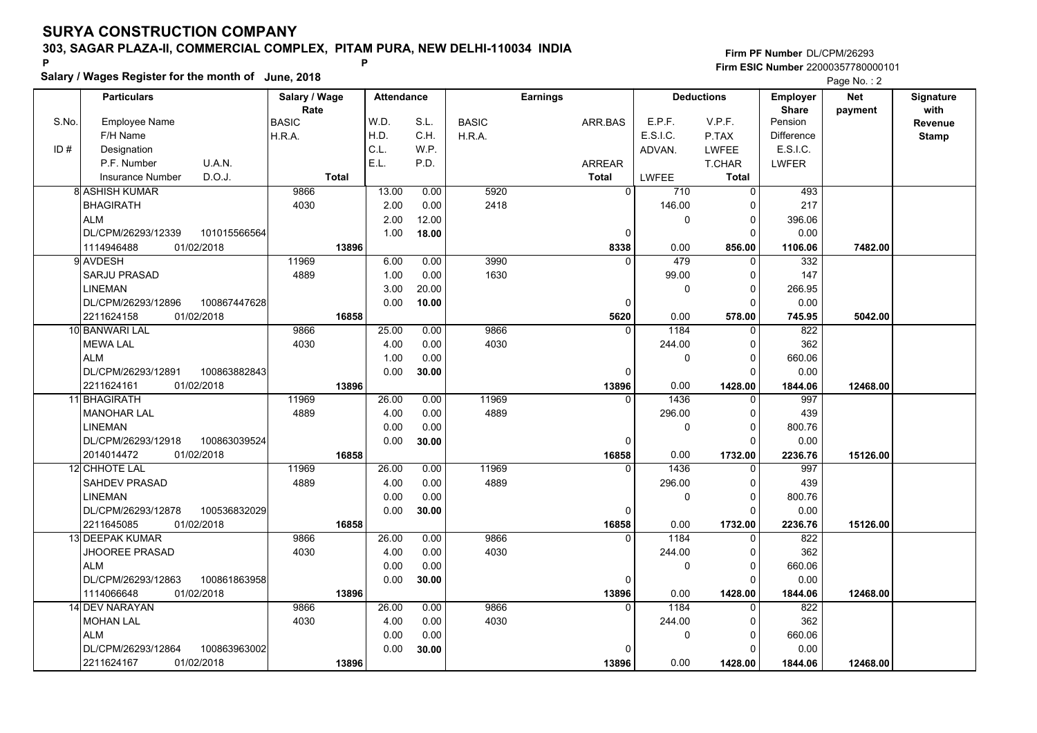# SURYA CONSTRUCTION COMPANY

**303, SAGAR PLAZA-II, COMMERCIAL COMPLEX, PITAM PURA, NEW DELHI-110034 INDIA**

**Salary / Wages Register for the month of June, 2018**

**Firm PF Number** DL/CPM/26293
**Firm ESIC Number** 22000357780000101

Page No. : 2

| S.No. / ID # | Particulars: Employee Name / F/H Name / Designation / P.F. Number, U.A.N. / Insurance Number, D.O.J. | Salary / Wage Rate: BASIC / H.R.A. / Total | Attendance: W.D. / H.D. / C.L. / E.L. | Attendance: S.L. / C.H. / W.P. / P.D. | Earnings: BASIC / H.R.A. | Earnings: ARR.BAS / ARREAR / Total | Deductions: E.P.F. / E.S.I.C. / ADVAN. / LWFEE | Deductions: V.P.F. / P.TAX / LWFEE / T.CHAR / Total | Employer Share: Pension / Difference / E.S.I.C. / LWFER | Net payment | Signature with Revenue Stamp |
|---|---|---|---|---|---|---|---|---|---|---|---|
| 8 | ASHISH KUMAR / BHAGIRATH / ALM / DL/CPM/26293/12339, 101015566564 / 1114946488, 01/02/2018 | 9866 / 4030 / 13896 | 13.00 / 2.00 / 2.00 / 1.00 | 0.00 / 0.00 / 12.00 / 18.00 | 5920 / 2418 | 0 / 0 / 8338 | 710 / 146.00 / 0 / 0.00 | 0 / 0 / 0 / 0 / 856.00 | 493 / 217 / 396.06 / 0.00 / 1106.06 | 7482.00 | |
| 9 | AVDESH / SARJU PRASAD / LINEMAN / DL/CPM/26293/12896, 100867447628 / 2211624158, 01/02/2018 | 11969 / 4889 / 16858 | 6.00 / 1.00 / 3.00 / 0.00 | 0.00 / 0.00 / 20.00 / 10.00 | 3990 / 1630 | 0 / 0 / 5620 | 479 / 99.00 / 0 / 0.00 | 0 / 0 / 0 / 0 / 578.00 | 332 / 147 / 266.95 / 0.00 / 745.95 | 5042.00 | |
| 10 | BANWARI LAL / MEWA LAL / ALM / DL/CPM/26293/12891, 100863882843 / 2211624161, 01/02/2018 | 9866 / 4030 / 13896 | 25.00 / 4.00 / 1.00 / 0.00 | 0.00 / 0.00 / 0.00 / 30.00 | 9866 / 4030 | 0 / 0 / 13896 | 1184 / 244.00 / 0 / 0.00 | 0 / 0 / 0 / 0 / 1428.00 | 822 / 362 / 660.06 / 0.00 / 1844.06 | 12468.00 | |
| 11 | BHAGIRATH / MANOHAR LAL / LINEMAN / DL/CPM/26293/12918, 100863039524 / 2014014472, 01/02/2018 | 11969 / 4889 / 16858 | 26.00 / 4.00 / 0.00 / 0.00 | 0.00 / 0.00 / 0.00 / 30.00 | 11969 / 4889 | 0 / 0 / 16858 | 1436 / 296.00 / 0 / 0.00 | 0 / 0 / 0 / 0 / 1732.00 | 997 / 439 / 800.76 / 0.00 / 2236.76 | 15126.00 | |
| 12 | CHHOTE LAL / SAHDEV PRASAD / LINEMAN / DL/CPM/26293/12878, 100536832029 / 2211645085, 01/02/2018 | 11969 / 4889 / 16858 | 26.00 / 4.00 / 0.00 / 0.00 | 0.00 / 0.00 / 0.00 / 30.00 | 11969 / 4889 | 0 / 0 / 16858 | 1436 / 296.00 / 0 / 0.00 | 0 / 0 / 0 / 0 / 1732.00 | 997 / 439 / 800.76 / 0.00 / 2236.76 | 15126.00 | |
| 13 | DEEPAK KUMAR / JHOOREE PRASAD / ALM / DL/CPM/26293/12863, 100861863958 / 1114066648, 01/02/2018 | 9866 / 4030 / 13896 | 26.00 / 4.00 / 0.00 / 0.00 | 0.00 / 0.00 / 0.00 / 30.00 | 9866 / 4030 | 0 / 0 / 13896 | 1184 / 244.00 / 0 / 0.00 | 0 / 0 / 0 / 0 / 1428.00 | 822 / 362 / 660.06 / 0.00 / 1844.06 | 12468.00 | |
| 14 | DEV NARAYAN / MOHAN LAL / ALM / DL/CPM/26293/12864, 100863963002 / 2211624167, 01/02/2018 | 9866 / 4030 / 13896 | 26.00 / 4.00 / 0.00 / 0.00 | 0.00 / 0.00 / 0.00 / 30.00 | 9866 / 4030 | 0 / 0 / 13896 | 1184 / 244.00 / 0 / 0.00 | 0 / 0 / 0 / 0 / 1428.00 | 822 / 362 / 660.06 / 0.00 / 1844.06 | 12468.00 | |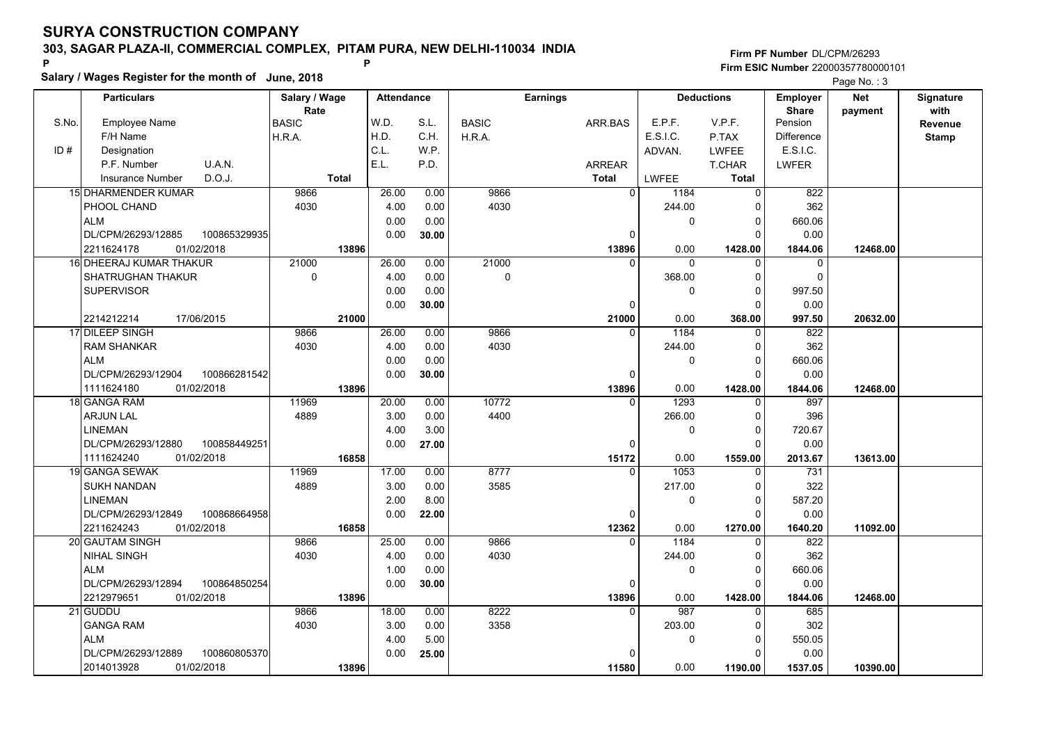# SURYA CONSTRUCTION COMPANY

**303, SAGAR PLAZA-II, COMMERCIAL COMPLEX, PITAM PURA, NEW DELHI-110034 INDIA**

**Firm PF Number** DL/CPM/26293

**Firm ESIC Number** 22000357780000101

**Salary / Wages Register for the month of June, 2018**

| S.No. / ID # | Employee Name / F/H Name / Designation / P.F. Number / U.A.N. / Insurance Number / D.O.J. | Salary / Wage Rate: BASIC / H.R.A. / Total | Attendance: W.D. / H.D. / C.L. / E.L. | Attendance: S.L. / C.H. / W.P. / P.D. | Earnings: BASIC / H.R.A. | Earnings: ARR.BAS / ARREAR / Total | Deductions: E.P.F. / E.S.I.C. / ADVAN. / LWFEE | Deductions: V.P.F. / P.TAX / LWFEE / T.CHAR / Total | Employer Share: Pension / Difference / E.S.I.C. / LWFER | Net payment | Signature with Revenue Stamp |
|---|---|---|---|---|---|---|---|---|---|---|---|
| 15 | DHARMENDER KUMAR / PHOOL CHAND / ALM / DL/CPM/26293/12885 / 100865329935 / 2211624178 / 01/02/2018 | 9866 / 4030 / **13896** | 26.00 / 4.00 / 0.00 / 0.00 | 0.00 / 0.00 / 0.00 / **30.00** | 9866 / 4030 | 0 / 0 / **13896** | 1184 / 244.00 / 0 / 0.00 | 0 / 0 / 0 / 0 / **1428.00** | 822 / 362 / 660.06 / 0.00 / **1844.06** | **12468.00** | |
| 16 | DHEERAJ KUMAR THAKUR / SHATRUGHAN THAKUR / SUPERVISOR / 2214212214 / 17/06/2015 | 21000 / 0 / **21000** | 26.00 / 4.00 / 0.00 / 0.00 | 0.00 / 0.00 / 0.00 / **30.00** | 21000 / 0 | 0 / 0 / **21000** | 0 / 368.00 / 0 / 0.00 | 0 / 0 / 0 / 0 / **368.00** | 0 / 0 / 997.50 / 0.00 / **997.50** | **20632.00** | |
| 17 | DILEEP SINGH / RAM SHANKAR / ALM / DL/CPM/26293/12904 / 100866281542 / 1111624180 / 01/02/2018 | 9866 / 4030 / **13896** | 26.00 / 4.00 / 0.00 / 0.00 | 0.00 / 0.00 / 0.00 / **30.00** | 9866 / 4030 | 0 / 0 / **13896** | 1184 / 244.00 / 0 / 0.00 | 0 / 0 / 0 / 0 / **1428.00** | 822 / 362 / 660.06 / 0.00 / **1844.06** | **12468.00** | |
| 18 | GANGA RAM / ARJUN LAL / LINEMAN / DL/CPM/26293/12880 / 100858449251 / 1111624240 / 01/02/2018 | 11969 / 4889 / **16858** | 20.00 / 3.00 / 4.00 / 0.00 | 0.00 / 0.00 / 3.00 / **27.00** | 10772 / 4400 | 0 / 0 / **15172** | 1293 / 266.00 / 0 / 0.00 | 0 / 0 / 0 / 0 / **1559.00** | 897 / 396 / 720.67 / 0.00 / **2013.67** | **13613.00** | |
| 19 | GANGA SEWAK / SUKH NANDAN / LINEMAN / DL/CPM/26293/12849 / 100868664958 / 2211624243 / 01/02/2018 | 11969 / 4889 / **16858** | 17.00 / 3.00 / 2.00 / 0.00 | 0.00 / 0.00 / 8.00 / **22.00** | 8777 / 3585 | 0 / 0 / **12362** | 1053 / 217.00 / 0 / 0.00 | 0 / 0 / 0 / 0 / **1270.00** | 731 / 322 / 587.20 / 0.00 / **1640.20** | **11092.00** | |
| 20 | GAUTAM SINGH / NIHAL SINGH / ALM / DL/CPM/26293/12894 / 100864850254 / 2212979651 / 01/02/2018 | 9866 / 4030 / **13896** | 25.00 / 4.00 / 1.00 / 0.00 | 0.00 / 0.00 / 0.00 / **30.00** | 9866 / 4030 | 0 / 0 / **13896** | 1184 / 244.00 / 0 / 0.00 | 0 / 0 / 0 / 0 / **1428.00** | 822 / 362 / 660.06 / 0.00 / **1844.06** | **12468.00** | |
| 21 | GUDDU / GANGA RAM / ALM / DL/CPM/26293/12889 / 100860805370 / 2014013928 / 01/02/2018 | 9866 / 4030 / **13896** | 18.00 / 3.00 / 4.00 / 0.00 | 0.00 / 0.00 / 5.00 / **25.00** | 8222 / 3358 | 0 / 0 / **11580** | 987 / 203.00 / 0 / 0.00 | 0 / 0 / 0 / 0 / **1190.00** | 685 / 302 / 550.05 / 0.00 / **1537.05** | **10390.00** | |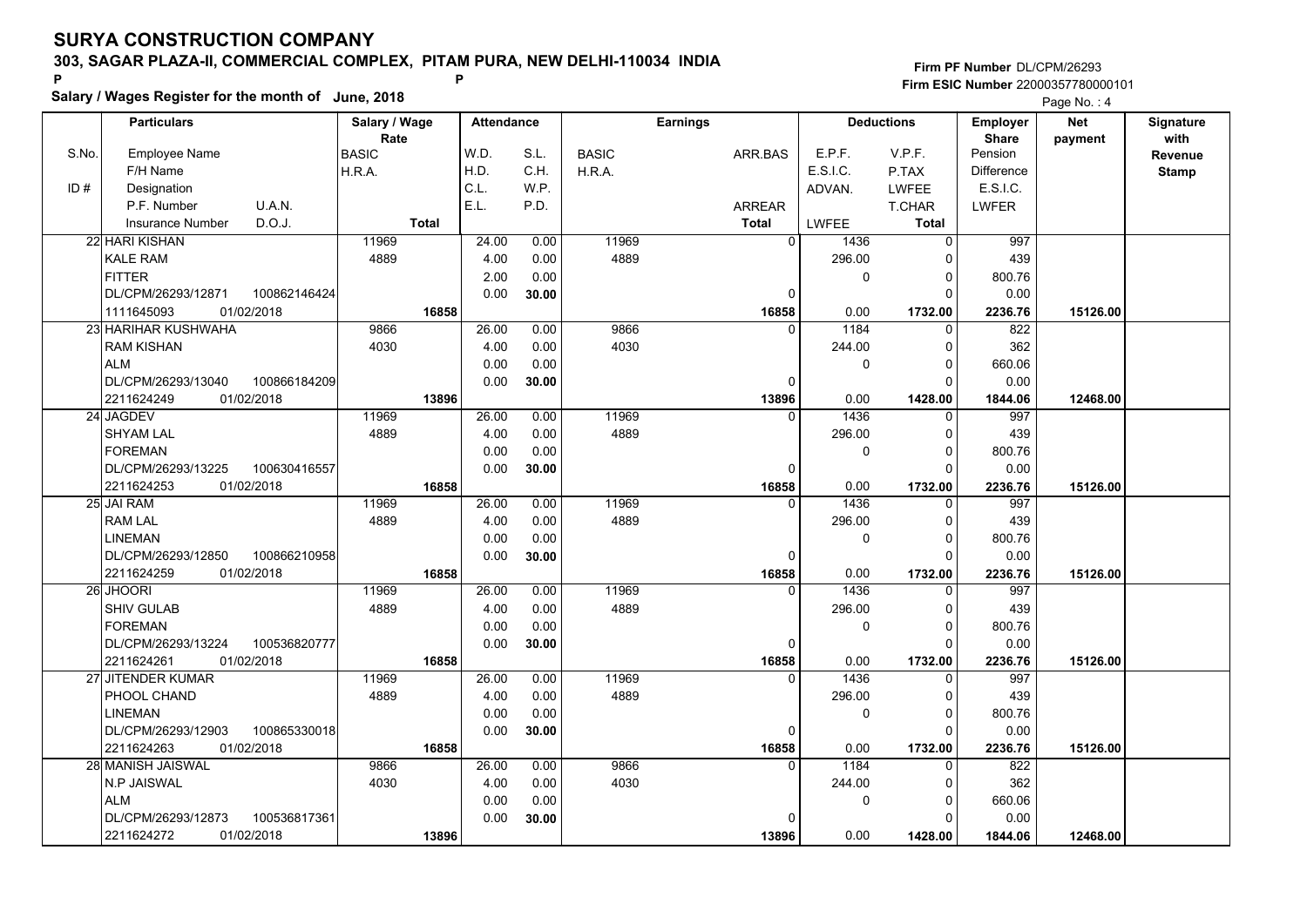# SURYA CONSTRUCTION COMPANY

## 303, SAGAR PLAZA-II, COMMERCIAL COMPLEX, PITAM PURA, NEW DELHI-110034 INDIA

**Salary / Wages Register for the month of June, 2018**

Firm PF Number DL/CPM/26293
Firm ESIC Number 22000357780000101

| S.No. / ID # | Particulars: Employee Name / F/H Name / Designation / P.F. Number, U.A.N. / Insurance Number, D.O.J. | Salary / Wage Rate: BASIC / H.R.A. / Total | Attendance: W.D. / H.D. / C.L. / E.L. | Attendance: S.L. / C.H. / W.P. / P.D. | Earnings: BASIC / H.R.A. | Earnings: ARR.BAS / ARREAR / Total | Deductions: E.P.F. / E.S.I.C. / ADVAN. / LWFEE | Deductions: V.P.F. / P.TAX / LWFEE / T.CHAR / Total | Employer Share: Pension / Difference / E.S.I.C. / LWFER | Net payment | Signature with Revenue Stamp |
|---|---|---|---|---|---|---|---|---|---|---|---|
| 22 | HARI KISHAN<br>KALE RAM<br>FITTER<br>DL/CPM/26293/12871 100862146424<br>1111645093 01/02/2018 | 11969<br>4889<br>16858 | 24.00<br>4.00<br>2.00<br>0.00 | 0.00<br>0.00<br>0.00<br>30.00 | 11969<br>4889 | 0<br>0<br>16858 | 1436<br>296.00<br>0<br>0.00 | 0<br>0<br>0<br>0<br>1732.00 | 997<br>439<br>800.76<br>0.00<br>2236.76 | 15126.00 | |
| 23 | HARIHAR KUSHWAHA<br>RAM KISHAN<br>ALM<br>DL/CPM/26293/13040 100866184209<br>2211624249 01/02/2018 | 9866<br>4030<br>13896 | 26.00<br>4.00<br>0.00<br>0.00 | 0.00<br>0.00<br>0.00<br>30.00 | 9866<br>4030 | 0<br>0<br>13896 | 1184<br>244.00<br>0<br>0.00 | 0<br>0<br>0<br>0<br>1428.00 | 822<br>362<br>660.06<br>0.00<br>1844.06 | 12468.00 | |
| 24 | JAGDEV<br>SHYAM LAL<br>FOREMAN<br>DL/CPM/26293/13225 100630416557<br>2211624253 01/02/2018 | 11969<br>4889<br>16858 | 26.00<br>4.00<br>0.00<br>0.00 | 0.00<br>0.00<br>0.00<br>30.00 | 11969<br>4889 | 0<br>0<br>16858 | 1436<br>296.00<br>0<br>0.00 | 0<br>0<br>0<br>0<br>1732.00 | 997<br>439<br>800.76<br>0.00<br>2236.76 | 15126.00 | |
| 25 | JAI RAM<br>RAM LAL<br>LINEMAN<br>DL/CPM/26293/12850 100866210958<br>2211624259 01/02/2018 | 11969<br>4889<br>16858 | 26.00<br>4.00<br>0.00<br>0.00 | 0.00<br>0.00<br>0.00<br>30.00 | 11969<br>4889 | 0<br>0<br>16858 | 1436<br>296.00<br>0<br>0.00 | 0<br>0<br>0<br>0<br>1732.00 | 997<br>439<br>800.76<br>0.00<br>2236.76 | 15126.00 | |
| 26 | JHOORI<br>SHIV GULAB<br>FOREMAN<br>DL/CPM/26293/13224 100536820777<br>2211624261 01/02/2018 | 11969<br>4889<br>16858 | 26.00<br>4.00<br>0.00<br>0.00 | 0.00<br>0.00<br>0.00<br>30.00 | 11969<br>4889 | 0<br>0<br>16858 | 1436<br>296.00<br>0<br>0.00 | 0<br>0<br>0<br>0<br>1732.00 | 997<br>439<br>800.76<br>0.00<br>2236.76 | 15126.00 | |
| 27 | JITENDER KUMAR<br>PHOOL CHAND<br>LINEMAN<br>DL/CPM/26293/12903 100865330018<br>2211624263 01/02/2018 | 11969<br>4889<br>16858 | 26.00<br>4.00<br>0.00<br>0.00 | 0.00<br>0.00<br>0.00<br>30.00 | 11969<br>4889 | 0<br>0<br>16858 | 1436<br>296.00<br>0<br>0.00 | 0<br>0<br>0<br>0<br>1732.00 | 997<br>439<br>800.76<br>0.00<br>2236.76 | 15126.00 | |
| 28 | MANISH JAISWAL<br>N.P JAISWAL<br>ALM<br>DL/CPM/26293/12873 100536817361<br>2211624272 01/02/2018 | 9866<br>4030<br>13896 | 26.00<br>4.00<br>0.00<br>0.00 | 0.00<br>0.00<br>0.00<br>30.00 | 9866<br>4030 | 0<br>0<br>13896 | 1184<br>244.00<br>0<br>0.00 | 0<br>0<br>0<br>0<br>1428.00 | 822<br>362<br>660.06<br>0.00<br>1844.06 | 12468.00 | |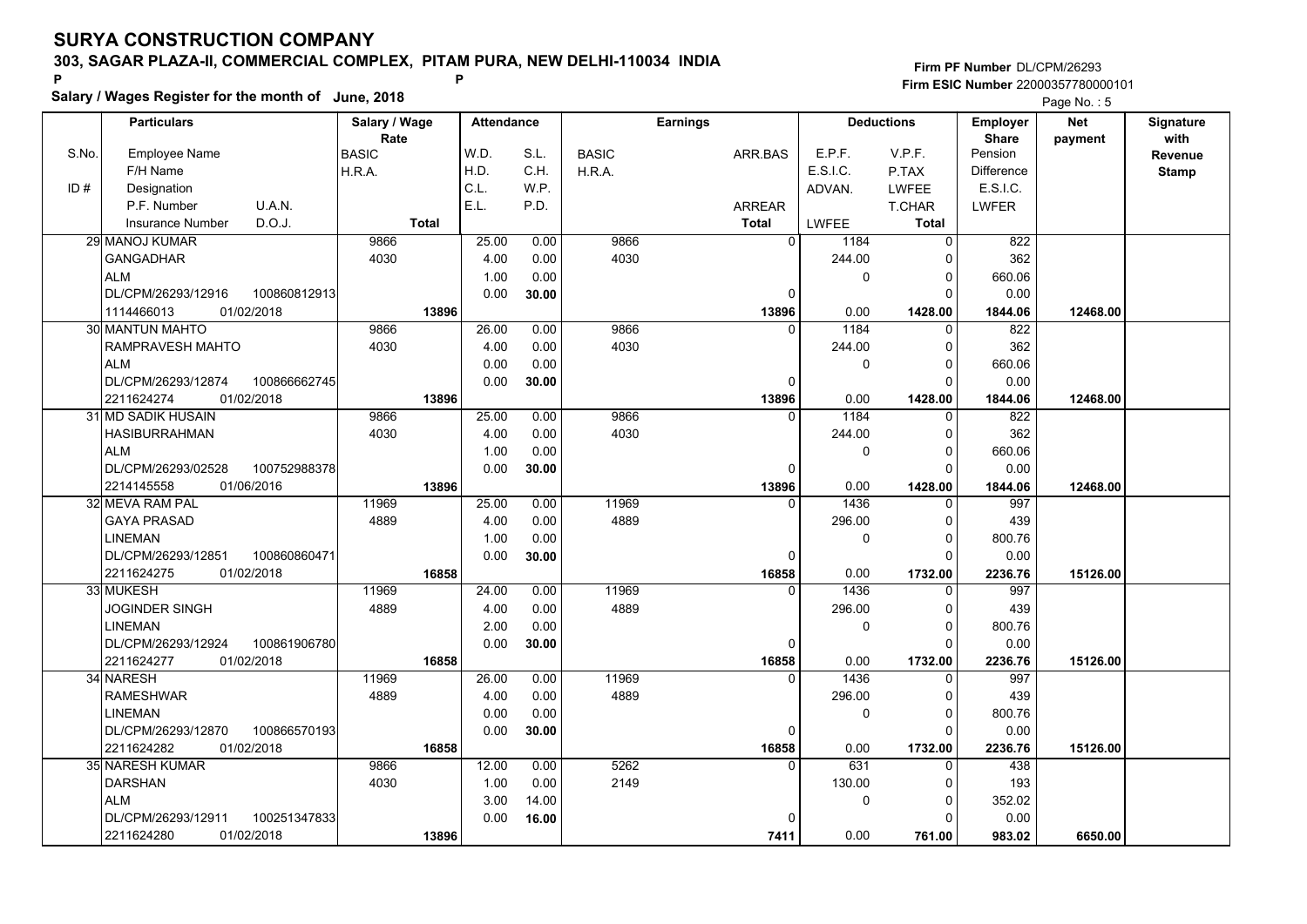# SURYA CONSTRUCTION COMPANY

**303, SAGAR PLAZA-II, COMMERCIAL COMPLEX, PITAM PURA, NEW DELHI-110034 INDIA**

**Salary / Wages Register for the month of June, 2018**

**Firm PF Number** DL/CPM/26293
**Firm ESIC Number** 22000357780000101

| S.No. | Particulars: Employee Name / F/H Name / Designation / P.F. Number, U.A.N. / Insurance Number, D.O.J. | Salary / Wage Rate: BASIC / H.R.A. / Total | Attendance: W.D. / H.D. / C.L. / E.L. | Attendance: S.L. / C.H. / W.P. / P.D. | Earnings: BASIC / H.R.A. | Earnings: ARR.BAS / ARREAR / Total | Deductions: E.P.F. / E.S.I.C. / ADVAN. / LWFEE | Deductions: V.P.F. / P.TAX / LWFEE / T.CHAR / Total | Employer Share: Pension / Difference / E.S.I.C. / LWFER | Net payment | Signature with Revenue Stamp |
|---|---|---|---|---|---|---|---|---|---|---|---|
| 29 | MANOJ KUMAR<br>GANGADHAR<br>ALM<br>DL/CPM/26293/12916 100860812913<br>1114466013 01/02/2018 | 9866<br>4030<br>13896 | 25.00<br>4.00<br>1.00<br>0.00 | 0.00<br>0.00<br>0.00<br>30.00 | 9866<br>4030 | 0<br>0<br>13896 | 1184<br>244.00<br>0<br>0.00 | 0<br>0<br>0<br>0<br>1428.00 | 822<br>362<br>660.06<br>0.00<br>1844.06 | 12468.00 | |
| 30 | MANTUN MAHTO<br>RAMPRAVESH MAHTO<br>ALM<br>DL/CPM/26293/12874 100866662745<br>2211624274 01/02/2018 | 9866<br>4030<br>13896 | 26.00<br>4.00<br>0.00<br>0.00 | 0.00<br>0.00<br>0.00<br>30.00 | 9866<br>4030 | 0<br>0<br>13896 | 1184<br>244.00<br>0<br>0.00 | 0<br>0<br>0<br>0<br>1428.00 | 822<br>362<br>660.06<br>0.00<br>1844.06 | 12468.00 | |
| 31 | MD SADIK HUSAIN<br>HASIBURRAHMAN<br>ALM<br>DL/CPM/26293/02528 100752988378<br>2214145558 01/06/2016 | 9866<br>4030<br>13896 | 25.00<br>4.00<br>1.00<br>0.00 | 0.00<br>0.00<br>0.00<br>30.00 | 9866<br>4030 | 0<br>0<br>13896 | 1184<br>244.00<br>0<br>0.00 | 0<br>0<br>0<br>0<br>1428.00 | 822<br>362<br>660.06<br>0.00<br>1844.06 | 12468.00 | |
| 32 | MEVA RAM PAL<br>GAYA PRASAD<br>LINEMAN<br>DL/CPM/26293/12851 100860860471<br>2211624275 01/02/2018 | 11969<br>4889<br>16858 | 25.00<br>4.00<br>1.00<br>0.00 | 0.00<br>0.00<br>0.00<br>30.00 | 11969<br>4889 | 0<br>0<br>16858 | 1436<br>296.00<br>0<br>0.00 | 0<br>0<br>0<br>0<br>1732.00 | 997<br>439<br>800.76<br>0.00<br>2236.76 | 15126.00 | |
| 33 | MUKESH<br>JOGINDER SINGH<br>LINEMAN<br>DL/CPM/26293/12924 100861906780<br>2211624277 01/02/2018 | 11969<br>4889<br>16858 | 24.00<br>4.00<br>2.00<br>0.00 | 0.00<br>0.00<br>0.00<br>30.00 | 11969<br>4889 | 0<br>0<br>16858 | 1436<br>296.00<br>0<br>0.00 | 0<br>0<br>0<br>0<br>1732.00 | 997<br>439<br>800.76<br>0.00<br>2236.76 | 15126.00 | |
| 34 | NARESH<br>RAMESHWAR<br>LINEMAN<br>DL/CPM/26293/12870 100866570193<br>2211624282 01/02/2018 | 11969<br>4889<br>16858 | 26.00<br>4.00<br>0.00<br>0.00 | 0.00<br>0.00<br>0.00<br>30.00 | 11969<br>4889 | 0<br>0<br>16858 | 1436<br>296.00<br>0<br>0.00 | 0<br>0<br>0<br>0<br>1732.00 | 997<br>439<br>800.76<br>0.00<br>2236.76 | 15126.00 | |
| 35 | NARESH KUMAR<br>DARSHAN<br>ALM<br>DL/CPM/26293/12911 100251347833<br>2211624280 01/02/2018 | 9866<br>4030<br>13896 | 12.00<br>1.00<br>3.00<br>0.00 | 0.00<br>0.00<br>14.00<br>16.00 | 5262<br>2149 | 0<br>0<br>7411 | 631<br>130.00<br>0<br>0.00 | 0<br>0<br>0<br>0<br>761.00 | 438<br>193<br>352.02<br>0.00<br>983.02 | 6650.00 | |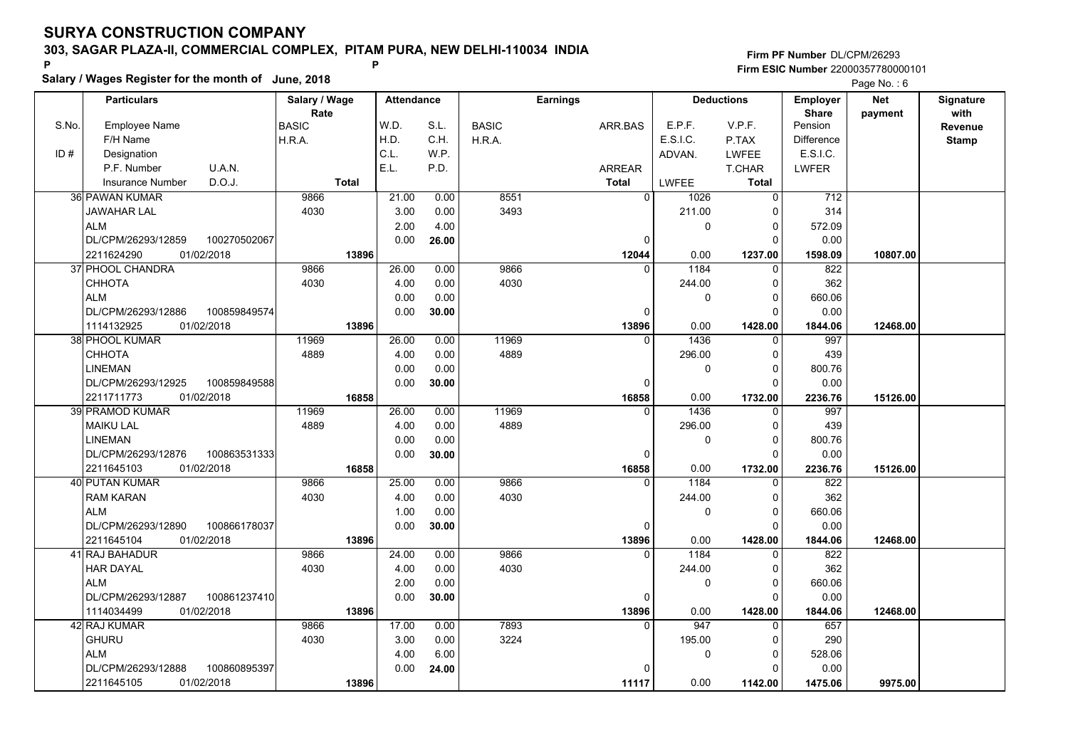# SURYA CONSTRUCTION COMPANY

## 303, SAGAR PLAZA-II, COMMERCIAL COMPLEX, PITAM PURA, NEW DELHI-110034 INDIA

**Salary / Wages Register for the month of June, 2018**

Firm PF Number DL/CPM/26293
Firm ESIC Number 22000357780000101

| S.No. | Particulars: Employee Name / F/H Name / Designation / P.F. Number / U.A.N. / Insurance Number / D.O.J. | Salary / Wage Rate: BASIC / H.R.A. / Total | Attendance: W.D. / H.D. / C.L. / E.L. | Attendance: S.L. / C.H. / W.P. / P.D. | Earnings: BASIC / H.R.A. | Earnings: ARR.BAS / ARREAR / Total | Deductions: E.P.F. / E.S.I.C. / ADVAN. / LWFEE | Deductions: V.P.F. / P.TAX / LWFEE / T.CHAR / Total | Employer Share: Pension / Difference / E.S.I.C. / LWFER | Net payment | Signature with Revenue Stamp |
|---|---|---|---|---|---|---|---|---|---|---|---|
| 36 | PAWAN KUMAR<br>JAWAHAR LAL<br>ALM<br>DL/CPM/26293/12859 100270502067<br>2211624290 01/02/2018 | 9866<br>4030<br>13896 | 21.00<br>3.00<br>2.00<br>0.00 | 0.00<br>0.00<br>4.00<br>26.00 | 8551<br>3493 | 0<br>0<br>12044 | 1026<br>211.00<br>0<br>0.00 | 0<br>0<br>0<br>0<br>1237.00 | 712<br>314<br>572.09<br>0.00<br>1598.09 | 10807.00 | |
| 37 | PHOOL CHANDRA<br>CHHOTA<br>ALM<br>DL/CPM/26293/12886 100859849574<br>1114132925 01/02/2018 | 9866<br>4030<br>13896 | 26.00<br>4.00<br>0.00<br>0.00 | 0.00<br>0.00<br>0.00<br>30.00 | 9866<br>4030 | 0<br>0<br>13896 | 1184<br>244.00<br>0<br>0.00 | 0<br>0<br>0<br>0<br>1428.00 | 822<br>362<br>660.06<br>0.00<br>1844.06 | 12468.00 | |
| 38 | PHOOL KUMAR<br>CHHOTA<br>LINEMAN<br>DL/CPM/26293/12925 100859849588<br>2211711773 01/02/2018 | 11969<br>4889<br>16858 | 26.00<br>4.00<br>0.00<br>0.00 | 0.00<br>0.00<br>0.00<br>30.00 | 11969<br>4889 | 0<br>0<br>16858 | 1436<br>296.00<br>0<br>0.00 | 0<br>0<br>0<br>0<br>1732.00 | 997<br>439<br>800.76<br>0.00<br>2236.76 | 15126.00 | |
| 39 | PRAMOD KUMAR<br>MAIKU LAL<br>LINEMAN<br>DL/CPM/26293/12876 100863531333<br>2211645103 01/02/2018 | 11969<br>4889<br>16858 | 26.00<br>4.00<br>0.00<br>0.00 | 0.00<br>0.00<br>0.00<br>30.00 | 11969<br>4889 | 0<br>0<br>16858 | 1436<br>296.00<br>0<br>0.00 | 0<br>0<br>0<br>0<br>1732.00 | 997<br>439<br>800.76<br>0.00<br>2236.76 | 15126.00 | |
| 40 | PUTAN KUMAR<br>RAM KARAN<br>ALM<br>DL/CPM/26293/12890 100866178037<br>2211645104 01/02/2018 | 9866<br>4030<br>13896 | 25.00<br>4.00<br>1.00<br>0.00 | 0.00<br>0.00<br>0.00<br>30.00 | 9866<br>4030 | 0<br>0<br>13896 | 1184<br>244.00<br>0<br>0.00 | 0<br>0<br>0<br>0<br>1428.00 | 822<br>362<br>660.06<br>0.00<br>1844.06 | 12468.00 | |
| 41 | RAJ BAHADUR<br>HAR DAYAL<br>ALM<br>DL/CPM/26293/12887 100861237410<br>1114034499 01/02/2018 | 9866<br>4030<br>13896 | 24.00<br>4.00<br>2.00<br>0.00 | 0.00<br>0.00<br>0.00<br>30.00 | 9866<br>4030 | 0<br>0<br>13896 | 1184<br>244.00<br>0<br>0.00 | 0<br>0<br>0<br>0<br>1428.00 | 822<br>362<br>660.06<br>0.00<br>1844.06 | 12468.00 | |
| 42 | RAJ KUMAR<br>GHURU<br>ALM<br>DL/CPM/26293/12888 100860895397<br>2211645105 01/02/2018 | 9866<br>4030<br>13896 | 17.00<br>3.00<br>4.00<br>0.00 | 0.00<br>0.00<br>6.00<br>24.00 | 7893<br>3224 | 0<br>0<br>11117 | 947<br>195.00<br>0<br>0.00 | 0<br>0<br>0<br>0<br>1142.00 | 657<br>290<br>528.06<br>0.00<br>1475.06 | 9975.00 | |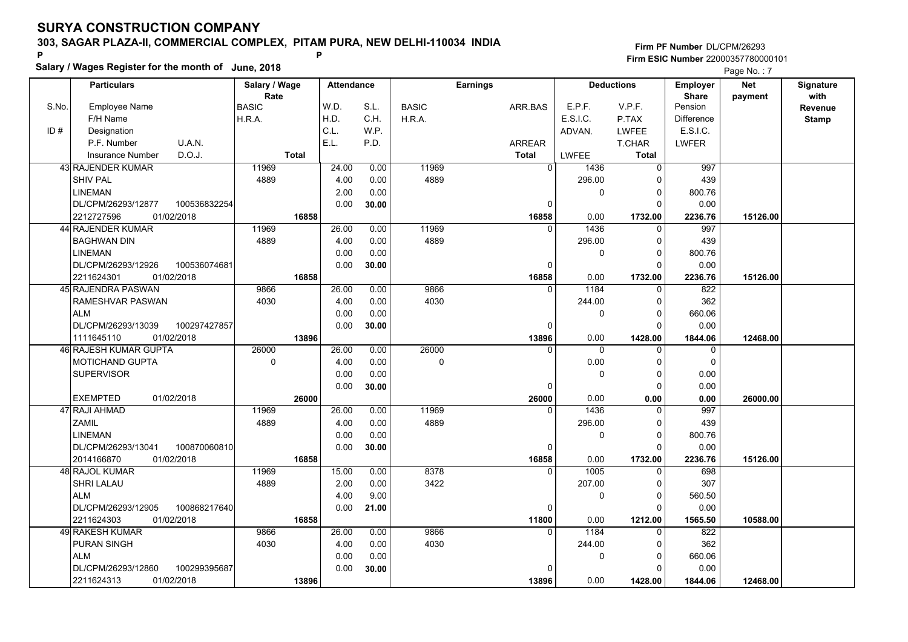# SURYA CONSTRUCTION COMPANY

## 303, SAGAR PLAZA-II, COMMERCIAL COMPLEX, PITAM PURA, NEW DELHI-110034 INDIA

**Salary / Wages Register for the month of June, 2018**

Firm PF Number DL/CPM/26293
Firm ESIC Number 22000357780000101

| S.No. / ID # | Employee Name / F/H Name / Designation / P.F. Number / U.A.N. / Insurance Number / D.O.J. | Salary / Wage Rate: BASIC / H.R.A. / Total | Attendance: W.D. / H.D. / C.L. / E.L. | Attendance: S.L. / C.H. / W.P. / P.D. | Earnings: BASIC / H.R.A. | Earnings: ARR.BAS / ARREAR / Total | Deductions: E.P.F. / E.S.I.C. / ADVAN. / LWFEE | Deductions: V.P.F. / P.TAX / LWFEE / T.CHAR / Total | Employer Share: Pension / Difference / E.S.I.C. / LWFER | Net payment | Signature with Revenue Stamp |
|---|---|---|---|---|---|---|---|---|---|---|---|
| 43 | RAJENDER KUMAR<br>SHIV PAL<br>LINEMAN<br>DL/CPM/26293/12877 100536832254<br>2212727596 01/02/2018 | 11969<br>4889<br>16858 | 24.00<br>4.00<br>2.00<br>0.00 | 0.00<br>0.00<br>0.00<br>30.00 | 11969<br>4889 | 0<br>0<br>16858 | 1436<br>296.00<br>0<br>0.00 | 0<br>0<br>0<br>0<br>1732.00 | 997<br>439<br>800.76<br>0.00<br>2236.76 | 15126.00 | |
| 44 | RAJENDER KUMAR<br>BAGHWAN DIN<br>LINEMAN<br>DL/CPM/26293/12926 100536074681<br>2211624301 01/02/2018 | 11969<br>4889<br>16858 | 26.00<br>4.00<br>0.00<br>0.00 | 0.00<br>0.00<br>0.00<br>30.00 | 11969<br>4889 | 0<br>0<br>16858 | 1436<br>296.00<br>0<br>0.00 | 0<br>0<br>0<br>0<br>1732.00 | 997<br>439<br>800.76<br>0.00<br>2236.76 | 15126.00 | |
| 45 | RAJENDRA PASWAN<br>RAMESHVAR PASWAN<br>ALM<br>DL/CPM/26293/13039 100297427857<br>1111645110 01/02/2018 | 9866<br>4030<br>13896 | 26.00<br>4.00<br>0.00<br>0.00 | 0.00<br>0.00<br>0.00<br>30.00 | 9866<br>4030 | 0<br>0<br>13896 | 1184<br>244.00<br>0<br>0.00 | 0<br>0<br>0<br>0<br>1428.00 | 822<br>362<br>660.06<br>0.00<br>1844.06 | 12468.00 | |
| 46 | RAJESH KUMAR GUPTA<br>MOTICHAND GUPTA<br>SUPERVISOR<br><br>EXEMPTED 01/02/2018 | 26000<br>0<br>26000 | 26.00<br>4.00<br>0.00<br>0.00 | 0.00<br>0.00<br>0.00<br>30.00 | 26000<br>0 | 0<br>0<br>26000 | 0<br>0.00<br>0<br>0.00 | 0<br>0<br>0<br>0<br>0.00 | 0<br>0<br>0.00<br>0.00<br>0.00 | 26000.00 | |
| 47 | RAJI AHMAD<br>ZAMIL<br>LINEMAN<br>DL/CPM/26293/13041 100870060810<br>2014166870 01/02/2018 | 11969<br>4889<br>16858 | 26.00<br>4.00<br>0.00<br>0.00 | 0.00<br>0.00<br>0.00<br>30.00 | 11969<br>4889 | 0<br>0<br>16858 | 1436<br>296.00<br>0<br>0.00 | 0<br>0<br>0<br>0<br>1732.00 | 997<br>439<br>800.76<br>0.00<br>2236.76 | 15126.00 | |
| 48 | RAJOL KUMAR<br>SHRI LALAU<br>ALM<br>DL/CPM/26293/12905 100868217640<br>2211624303 01/02/2018 | 11969<br>4889<br>16858 | 15.00<br>2.00<br>4.00<br>0.00 | 0.00<br>0.00<br>9.00<br>21.00 | 8378<br>3422 | 0<br>0<br>11800 | 1005<br>207.00<br>0<br>0.00 | 0<br>0<br>0<br>0<br>1212.00 | 698<br>307<br>560.50<br>0.00<br>1565.50 | 10588.00 | |
| 49 | RAKESH KUMAR<br>PURAN SINGH<br>ALM<br>DL/CPM/26293/12860 100299395687<br>2211624313 01/02/2018 | 9866<br>4030<br>13896 | 26.00<br>4.00<br>0.00<br>0.00 | 0.00<br>0.00<br>0.00<br>30.00 | 9866<br>4030 | 0<br>0<br>13896 | 1184<br>244.00<br>0<br>0.00 | 0<br>0<br>0<br>0<br>1428.00 | 822<br>362<br>660.06<br>0.00<br>1844.06 | 12468.00 | |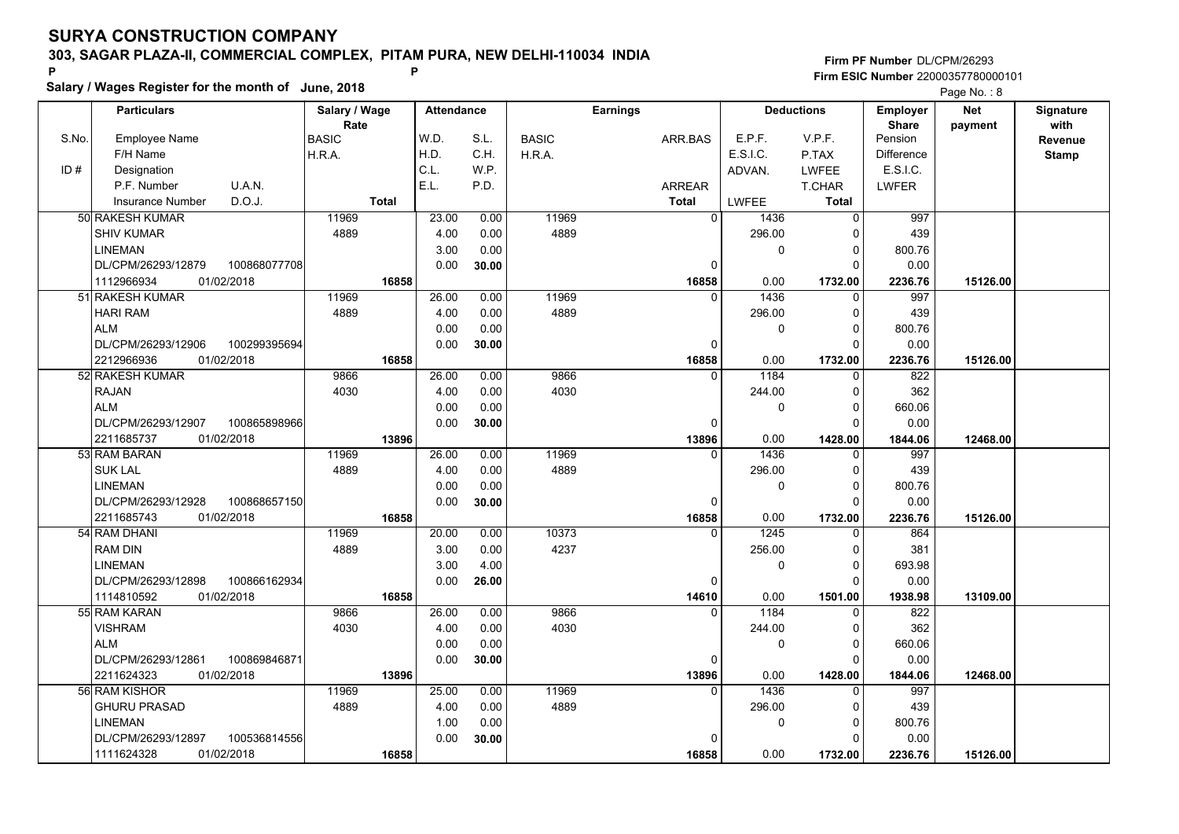# SURYA CONSTRUCTION COMPANY

**303, SAGAR PLAZA-II, COMMERCIAL COMPLEX, PITAM PURA, NEW DELHI-110034 INDIA**

P P

**Salary / Wages Register for the month of June, 2018**

Firm PF Number DL/CPM/26293
Firm ESIC Number 22000357780000101

| Particulars | Salary / Wage Rate | Attendance | | Earnings | | Deductions | | Employer Share | Net payment | Signature with Revenue Stamp |
|---|---|---|---|---|---|---|---|---|---|---|
| S.No. Employee Name / F/H Name / ID # Designation / P.F. Number U.A.N. / Insurance Number D.O.J. | BASIC / H.R.A. / Total | W.D. / H.D. / C.L. / E.L. | S.L. / C.H. / W.P. / P.D. | BASIC / H.R.A. | ARR.BAS / ARREAR / Total | E.P.F. / E.S.I.C. / ADVAN. / LWFEE | V.P.F. / P.TAX / LWFEE / T.CHAR / Total | Pension / Difference / E.S.I.C. / LWFER | | |
| 50 RAKESH KUMAR<br>SHIV KUMAR<br>LINEMAN<br>DL/CPM/26293/12879 100868077708<br>1112966934 01/02/2018 | 11969<br>4889<br><br><br>**16858** | 23.00<br>4.00<br>3.00<br>0.00 | 0.00<br>0.00<br>0.00<br>**30.00** | 11969<br>4889 | 0<br><br><br>0<br>**16858** | 1436<br>296.00<br>0<br><br>0.00 | 0<br>0<br>0<br>0<br>**1732.00** | 997<br>439<br>800.76<br>0.00<br>**2236.76** | **15126.00** | |
| 51 RAKESH KUMAR<br>HARI RAM<br>ALM<br>DL/CPM/26293/12906 100299395694<br>2212966936 01/02/2018 | 11969<br>4889<br><br><br>**16858** | 26.00<br>4.00<br>0.00<br>0.00 | 0.00<br>0.00<br>0.00<br>**30.00** | 11969<br>4889 | 0<br><br><br>0<br>**16858** | 1436<br>296.00<br>0<br><br>0.00 | 0<br>0<br>0<br>0<br>**1732.00** | 997<br>439<br>800.76<br>0.00<br>**2236.76** | **15126.00** | |
| 52 RAKESH KUMAR<br>RAJAN<br>ALM<br>DL/CPM/26293/12907 100865898966<br>2211685737 01/02/2018 | 9866<br>4030<br><br><br>**13896** | 26.00<br>4.00<br>0.00<br>0.00 | 0.00<br>0.00<br>0.00<br>**30.00** | 9866<br>4030 | 0<br><br><br>0<br>**13896** | 1184<br>244.00<br>0<br><br>0.00 | 0<br>0<br>0<br>0<br>**1428.00** | 822<br>362<br>660.06<br>0.00<br>**1844.06** | **12468.00** | |
| 53 RAM BARAN<br>SUK LAL<br>LINEMAN<br>DL/CPM/26293/12928 100868657150<br>2211685743 01/02/2018 | 11969<br>4889<br><br><br>**16858** | 26.00<br>4.00<br>0.00<br>0.00 | 0.00<br>0.00<br>0.00<br>**30.00** | 11969<br>4889 | 0<br><br><br>0<br>**16858** | 1436<br>296.00<br>0<br><br>0.00 | 0<br>0<br>0<br>0<br>**1732.00** | 997<br>439<br>800.76<br>0.00<br>**2236.76** | **15126.00** | |
| 54 RAM DHANI<br>RAM DIN<br>LINEMAN<br>DL/CPM/26293/12898 100866162934<br>1114810592 01/02/2018 | 11969<br>4889<br><br><br>**16858** | 20.00<br>3.00<br>3.00<br>0.00 | 0.00<br>0.00<br>4.00<br>**26.00** | 10373<br>4237 | 0<br><br><br>0<br>**14610** | 1245<br>256.00<br>0<br><br>0.00 | 0<br>0<br>0<br>0<br>**1501.00** | 864<br>381<br>693.98<br>0.00<br>**1938.98** | **13109.00** | |
| 55 RAM KARAN<br>VISHRAM<br>ALM<br>DL/CPM/26293/12861 100869846871<br>2211624323 01/02/2018 | 9866<br>4030<br><br><br>**13896** | 26.00<br>4.00<br>0.00<br>0.00 | 0.00<br>0.00<br>0.00<br>**30.00** | 9866<br>4030 | 0<br><br><br>0<br>**13896** | 1184<br>244.00<br>0<br><br>0.00 | 0<br>0<br>0<br>0<br>**1428.00** | 822<br>362<br>660.06<br>0.00<br>**1844.06** | **12468.00** | |
| 56 RAM KISHOR<br>GHURU PRASAD<br>LINEMAN<br>DL/CPM/26293/12897 100536814556<br>1111624328 01/02/2018 | 11969<br>4889<br><br><br>**16858** | 25.00<br>4.00<br>1.00<br>0.00 | 0.00<br>0.00<br>0.00<br>**30.00** | 11969<br>4889 | 0<br><br><br>0<br>**16858** | 1436<br>296.00<br>0<br><br>0.00 | 0<br>0<br>0<br>0<br>**1732.00** | 997<br>439<br>800.76<br>0.00<br>**2236.76** | **15126.00** | |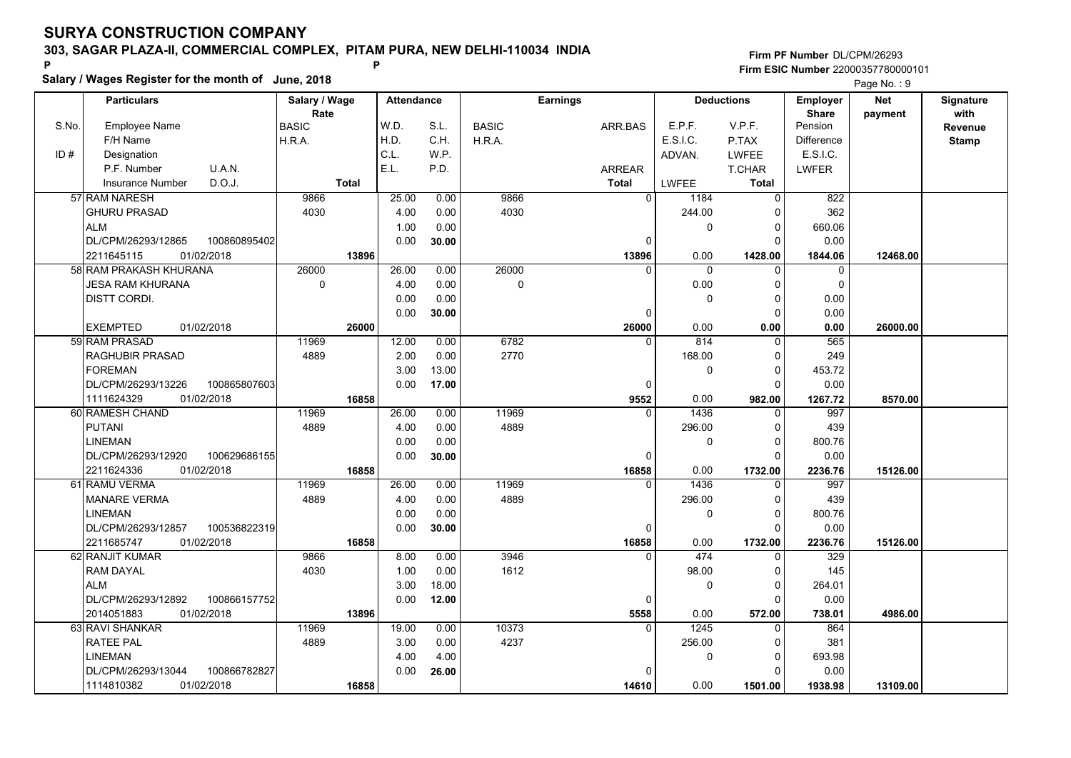# SURYA CONSTRUCTION COMPANY

**303, SAGAR PLAZA-II, COMMERCIAL COMPLEX, PITAM PURA, NEW DELHI-110034 INDIA**

**Salary / Wages Register for the month of June, 2018**

**Firm PF Number** DL/CPM/26293
**Firm ESIC Number** 22000357780000101

| S.No. / ID # | Particulars: Employee Name / F/H Name / Designation / P.F. Number, U.A.N. / Insurance Number, D.O.J. | Salary / Wage Rate: BASIC / H.R.A. / Total | Attendance: W.D. / H.D. / C.L. / E.L. | Attendance: S.L. / C.H. / W.P. / P.D. | Earnings: BASIC / H.R.A. | Earnings: ARR.BAS / ARREAR / Total | Deductions: E.P.F. / E.S.I.C. / ADVAN. / LWFEE | Deductions: V.P.F. / P.TAX / LWFEE / T.CHAR / Total | Employer Share: Pension / Difference / E.S.I.C. / LWFER | Net payment | Signature with Revenue Stamp |
|---|---|---|---|---|---|---|---|---|---|---|---|
| 57 | RAM NARESH<br>GHURU PRASAD<br>ALM<br>DL/CPM/26293/12865 100860895402<br>2211645115 01/02/2018 | 9866<br>4030<br>13896 | 25.00<br>4.00<br>1.00<br>0.00 | 0.00<br>0.00<br>0.00<br>30.00 | 9866<br>4030 | 0<br>0<br>13896 | 1184<br>244.00<br>0<br>0.00 | 0<br>0<br>0<br>0<br>1428.00 | 822<br>362<br>660.06<br>0.00<br>1844.06 | 12468.00 | |
| 58 | RAM PRAKASH KHURANA<br>JESA RAM KHURANA<br>DISTT CORDI.<br><br>EXEMPTED 01/02/2018 | 26000<br>0<br>26000 | 26.00<br>4.00<br>0.00<br>0.00 | 0.00<br>0.00<br>0.00<br>30.00 | 26000<br>0 | 0<br>0<br>26000 | 0<br>0.00<br>0<br>0.00 | 0<br>0<br>0<br>0<br>0.00 | 0<br>0<br>0.00<br>0.00<br>0.00 | 26000.00 | |
| 59 | RAM PRASAD<br>RAGHUBIR PRASAD<br>FOREMAN<br>DL/CPM/26293/13226 100865807603<br>1111624329 01/02/2018 | 11969<br>4889<br>16858 | 12.00<br>2.00<br>3.00<br>0.00 | 0.00<br>0.00<br>13.00<br>17.00 | 6782<br>2770 | 0<br>0<br>9552 | 814<br>168.00<br>0<br>0.00 | 0<br>0<br>0<br>0<br>982.00 | 565<br>249<br>453.72<br>0.00<br>1267.72 | 8570.00 | |
| 60 | RAMESH CHAND<br>PUTANI<br>LINEMAN<br>DL/CPM/26293/12920 100629686155<br>2211624336 01/02/2018 | 11969<br>4889<br>16858 | 26.00<br>4.00<br>0.00<br>0.00 | 0.00<br>0.00<br>0.00<br>30.00 | 11969<br>4889 | 0<br>0<br>16858 | 1436<br>296.00<br>0<br>0.00 | 0<br>0<br>0<br>0<br>1732.00 | 997<br>439<br>800.76<br>0.00<br>2236.76 | 15126.00 | |
| 61 | RAMU VERMA<br>MANARE VERMA<br>LINEMAN<br>DL/CPM/26293/12857 100536822319<br>2211685747 01/02/2018 | 11969<br>4889<br>16858 | 26.00<br>4.00<br>0.00<br>0.00 | 0.00<br>0.00<br>0.00<br>30.00 | 11969<br>4889 | 0<br>0<br>16858 | 1436<br>296.00<br>0<br>0.00 | 0<br>0<br>0<br>0<br>1732.00 | 997<br>439<br>800.76<br>0.00<br>2236.76 | 15126.00 | |
| 62 | RANJIT KUMAR<br>RAM DAYAL<br>ALM<br>DL/CPM/26293/12892 100866157752<br>2014051883 01/02/2018 | 9866<br>4030<br>13896 | 8.00<br>1.00<br>3.00<br>0.00 | 0.00<br>0.00<br>18.00<br>12.00 | 3946<br>1612 | 0<br>0<br>5558 | 474<br>98.00<br>0<br>0.00 | 0<br>0<br>0<br>0<br>572.00 | 329<br>145<br>264.01<br>0.00<br>738.01 | 4986.00 | |
| 63 | RAVI SHANKAR<br>RATEE PAL<br>LINEMAN<br>DL/CPM/26293/13044 100866782827<br>1114810382 01/02/2018 | 11969<br>4889<br>16858 | 19.00<br>3.00<br>4.00<br>0.00 | 0.00<br>0.00<br>4.00<br>26.00 | 10373<br>4237 | 0<br>0<br>14610 | 1245<br>256.00<br>0<br>0.00 | 0<br>0<br>0<br>0<br>1501.00 | 864<br>381<br>693.98<br>0.00<br>1938.98 | 13109.00 | |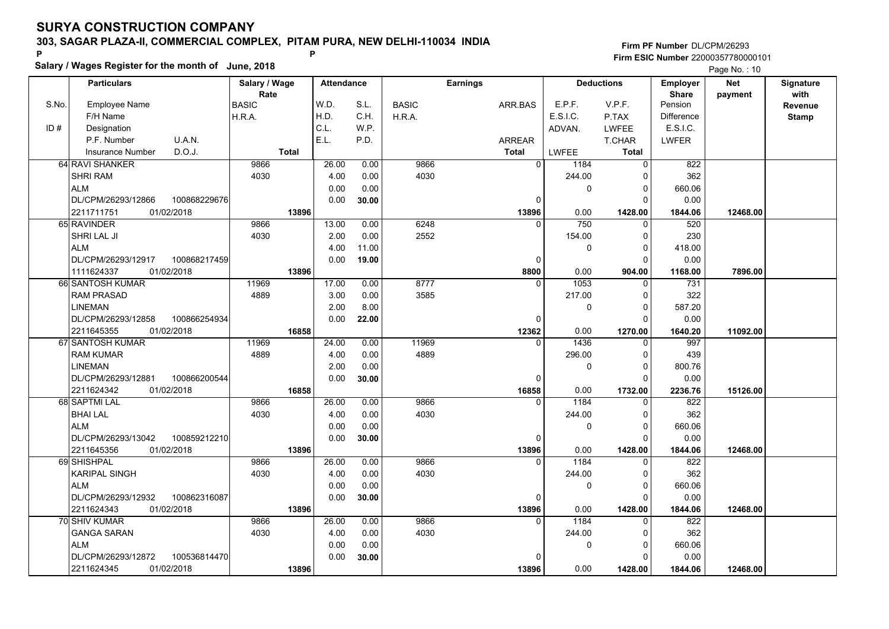# SURYA CONSTRUCTION COMPANY

**303, SAGAR PLAZA-II, COMMERCIAL COMPLEX, PITAM PURA, NEW DELHI-110034 INDIA**

P P

**Salary / Wages Register for the month of June, 2018**

**Firm PF Number** DL/CPM/26293
**Firm ESIC Number** 22000357780000101

| Particulars | | Salary / Wage Rate | Attendance | | Earnings | | Deductions | | Employer Share | Net payment | Signature with Revenue Stamp |
|---|---|---|---|---|---|---|---|---|---|---|---|
| S.No. / ID # | Employee Name / F/H Name / Designation / P.F. Number U.A.N. / Insurance Number D.O.J. | BASIC / H.R.A. / Total | W.D. / H.D. / C.L. / E.L. | S.L. / C.H. / W.P. / P.D. | BASIC / H.R.A. | ARR.BAS / ARREAR / Total | E.P.F. / E.S.I.C. / ADVAN. / LWFEE | V.P.F. / P.TAX / LWFEE / T.CHAR / Total | Pension / Difference / E.S.I.C. / LWFER | | |
| 64 | RAVI SHANKER | 9866 | 26.00 | 0.00 | 9866 | 0 | 1184 | 0 | 822 | | |
| | SHRI RAM | 4030 | 4.00 | 0.00 | 4030 | | 244.00 | 0 | 362 | | |
| | ALM | | 0.00 | 0.00 | | | 0 | 0 | 660.06 | | |
| | DL/CPM/26293/12866 100868229676 | | 0.00 | 30.00 | | 0 | | 0 | 0.00 | | |
| | 2211711751 01/02/2018 | 13896 | | | | 13896 | 0.00 | 1428.00 | 1844.06 | 12468.00 | |
| 65 | RAVINDER | 9866 | 13.00 | 0.00 | 6248 | 0 | 750 | 0 | 520 | | |
| | SHRI LAL JI | 4030 | 2.00 | 0.00 | 2552 | | 154.00 | 0 | 230 | | |
| | ALM | | 4.00 | 11.00 | | | 0 | 0 | 418.00 | | |
| | DL/CPM/26293/12917 100868217459 | | 0.00 | 19.00 | | 0 | | 0 | 0.00 | | |
| | 1111624337 01/02/2018 | 13896 | | | | 8800 | 0.00 | 904.00 | 1168.00 | 7896.00 | |
| 66 | SANTOSH KUMAR | 11969 | 17.00 | 0.00 | 8777 | 0 | 1053 | 0 | 731 | | |
| | RAM PRASAD | 4889 | 3.00 | 0.00 | 3585 | | 217.00 | 0 | 322 | | |
| | LINEMAN | | 2.00 | 8.00 | | | 0 | 0 | 587.20 | | |
| | DL/CPM/26293/12858 100866254934 | | 0.00 | 22.00 | | 0 | | 0 | 0.00 | | |
| | 2211645355 01/02/2018 | 16858 | | | | 12362 | 0.00 | 1270.00 | 1640.20 | 11092.00 | |
| 67 | SANTOSH KUMAR | 11969 | 24.00 | 0.00 | 11969 | 0 | 1436 | 0 | 997 | | |
| | RAM KUMAR | 4889 | 4.00 | 0.00 | 4889 | | 296.00 | 0 | 439 | | |
| | LINEMAN | | 2.00 | 0.00 | | | 0 | 0 | 800.76 | | |
| | DL/CPM/26293/12881 100866200544 | | 0.00 | 30.00 | | 0 | | 0 | 0.00 | | |
| | 2211624342 01/02/2018 | 16858 | | | | 16858 | 0.00 | 1732.00 | 2236.76 | 15126.00 | |
| 68 | SAPTMI LAL | 9866 | 26.00 | 0.00 | 9866 | 0 | 1184 | 0 | 822 | | |
| | BHAI LAL | 4030 | 4.00 | 0.00 | 4030 | | 244.00 | 0 | 362 | | |
| | ALM | | 0.00 | 0.00 | | | 0 | 0 | 660.06 | | |
| | DL/CPM/26293/13042 100859212210 | | 0.00 | 30.00 | | 0 | | 0 | 0.00 | | |
| | 2211645356 01/02/2018 | 13896 | | | | 13896 | 0.00 | 1428.00 | 1844.06 | 12468.00 | |
| 69 | SHISHPAL | 9866 | 26.00 | 0.00 | 9866 | 0 | 1184 | 0 | 822 | | |
| | KARIPAL SINGH | 4030 | 4.00 | 0.00 | 4030 | | 244.00 | 0 | 362 | | |
| | ALM | | 0.00 | 0.00 | | | 0 | 0 | 660.06 | | |
| | DL/CPM/26293/12932 100862316087 | | 0.00 | 30.00 | | 0 | | 0 | 0.00 | | |
| | 2211624343 01/02/2018 | 13896 | | | | 13896 | 0.00 | 1428.00 | 1844.06 | 12468.00 | |
| 70 | SHIV KUMAR | 9866 | 26.00 | 0.00 | 9866 | 0 | 1184 | 0 | 822 | | |
| | GANGA SARAN | 4030 | 4.00 | 0.00 | 4030 | | 244.00 | 0 | 362 | | |
| | ALM | | 0.00 | 0.00 | | | 0 | 0 | 660.06 | | |
| | DL/CPM/26293/12872 100536814470 | | 0.00 | 30.00 | | 0 | | 0 | 0.00 | | |
| | 2211624345 01/02/2018 | 13896 | | | | 13896 | 0.00 | 1428.00 | 1844.06 | 12468.00 | |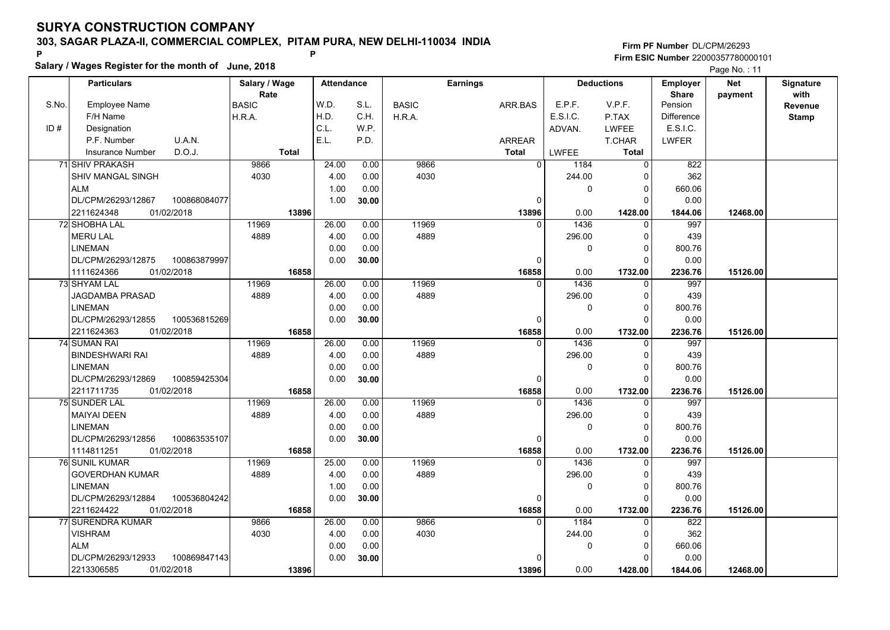# SURYA CONSTRUCTION COMPANY

## 303, SAGAR PLAZA-II, COMMERCIAL COMPLEX, PITAM PURA, NEW DELHI-110034 INDIA

**Salary / Wages Register for the month of June, 2018**

Firm PF Number DL/CPM/26293
Firm ESIC Number 22000357780000101

| S.No. / ID # | Employee Name / F/H Name / Designation / P.F. Number / U.A.N. / Insurance Number / D.O.J. | Salary / Wage Rate: BASIC / H.R.A. / Total | Attendance: W.D. / H.D. / C.L. / E.L. | S.L. / C.H. / W.P. / P.D. | Earnings: BASIC / H.R.A. | ARR.BAS / ARREAR / Total | Deductions: E.P.F. / E.S.I.C. / ADVAN. / LWFEE | V.P.F. / P.TAX / LWFEE / T.CHAR / Total | Employer Share: Pension / Difference / E.S.I.C. / LWFER | Net payment | Signature with Revenue Stamp |
|---|---|---|---|---|---|---|---|---|---|---|---|
| 71 | SHIV PRAKASH / SHIV MANGAL SINGH / ALM / DL/CPM/26293/12867 / 100868084077 / 2211624348 / 01/02/2018 | 9866 / 4030 / 13896 | 24.00 / 4.00 / 1.00 / 1.00 | 0.00 / 0.00 / 0.00 / 30.00 | 9866 / 4030 | 0 / 0 / 13896 | 1184 / 244.00 / 0 / 0.00 | 0 / 0 / 0 / 0 / 1428.00 | 822 / 362 / 660.06 / 0.00 / 1844.06 | 12468.00 | |
| 72 | SHOBHA LAL / MERU LAL / LINEMAN / DL/CPM/26293/12875 / 100863879997 / 1111624366 / 01/02/2018 | 11969 / 4889 / 16858 | 26.00 / 4.00 / 0.00 / 0.00 | 0.00 / 0.00 / 0.00 / 30.00 | 11969 / 4889 | 0 / 0 / 16858 | 1436 / 296.00 / 0 / 0.00 | 0 / 0 / 0 / 0 / 1732.00 | 997 / 439 / 800.76 / 0.00 / 2236.76 | 15126.00 | |
| 73 | SHYAM LAL / JAGDAMBA PRASAD / LINEMAN / DL/CPM/26293/12855 / 100536815269 / 2211624363 / 01/02/2018 | 11969 / 4889 / 16858 | 26.00 / 4.00 / 0.00 / 0.00 | 0.00 / 0.00 / 0.00 / 30.00 | 11969 / 4889 | 0 / 0 / 16858 | 1436 / 296.00 / 0 / 0.00 | 0 / 0 / 0 / 0 / 1732.00 | 997 / 439 / 800.76 / 0.00 / 2236.76 | 15126.00 | |
| 74 | SUMAN RAI / BINDESHWARI RAI / LINEMAN / DL/CPM/26293/12869 / 100859425304 / 2211711735 / 01/02/2018 | 11969 / 4889 / 16858 | 26.00 / 4.00 / 0.00 / 0.00 | 0.00 / 0.00 / 0.00 / 30.00 | 11969 / 4889 | 0 / 0 / 16858 | 1436 / 296.00 / 0 / 0.00 | 0 / 0 / 0 / 0 / 1732.00 | 997 / 439 / 800.76 / 0.00 / 2236.76 | 15126.00 | |
| 75 | SUNDER LAL / MAIYAI DEEN / LINEMAN / DL/CPM/26293/12856 / 100863535107 / 1114811251 / 01/02/2018 | 11969 / 4889 / 16858 | 26.00 / 4.00 / 0.00 / 0.00 | 0.00 / 0.00 / 0.00 / 30.00 | 11969 / 4889 | 0 / 0 / 16858 | 1436 / 296.00 / 0 / 0.00 | 0 / 0 / 0 / 0 / 1732.00 | 997 / 439 / 800.76 / 0.00 / 2236.76 | 15126.00 | |
| 76 | SUNIL KUMAR / GOVERDHAN KUMAR / LINEMAN / DL/CPM/26293/12884 / 100536804242 / 2211624422 / 01/02/2018 | 11969 / 4889 / 16858 | 25.00 / 4.00 / 1.00 / 0.00 | 0.00 / 0.00 / 0.00 / 30.00 | 11969 / 4889 | 0 / 0 / 16858 | 1436 / 296.00 / 0 / 0.00 | 0 / 0 / 0 / 0 / 1732.00 | 997 / 439 / 800.76 / 0.00 / 2236.76 | 15126.00 | |
| 77 | SURENDRA KUMAR / VISHRAM / ALM / DL/CPM/26293/12933 / 100869847143 / 2213306585 / 01/02/2018 | 9866 / 4030 / 13896 | 26.00 / 4.00 / 0.00 / 0.00 | 0.00 / 0.00 / 0.00 / 30.00 | 9866 / 4030 | 0 / 0 / 13896 | 1184 / 244.00 / 0 / 0.00 | 0 / 0 / 0 / 0 / 1428.00 | 822 / 362 / 660.06 / 0.00 / 1844.06 | 12468.00 | |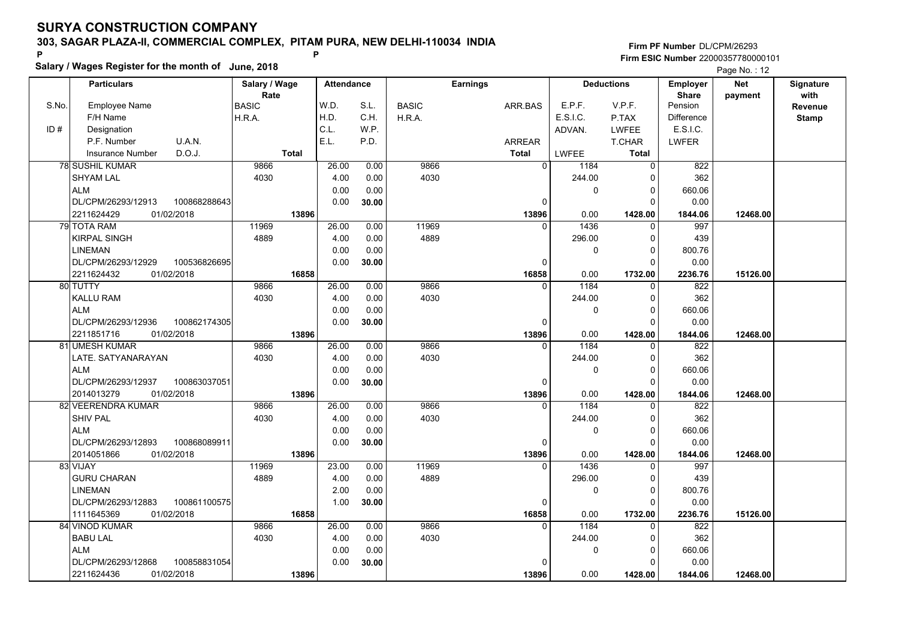# SURYA CONSTRUCTION COMPANY

**303, SAGAR PLAZA-II, COMMERCIAL COMPLEX, PITAM PURA, NEW DELHI-110034 INDIA**

P P

**Salary / Wages Register for the month of June, 2018**

**Firm PF Number** DL/CPM/26293
**Firm ESIC Number** 22000357780000101

| S.No. | Particulars: Employee Name / F/H Name / Designation / P.F. Number, U.A.N. / Insurance Number, D.O.J. | Salary / Wage Rate: BASIC / H.R.A. / Total | Attendance: W.D. / H.D. / C.L. / E.L. | Attendance: S.L. / C.H. / W.P. / P.D. | Earnings: BASIC / H.R.A. | Earnings: ARR.BAS / ARREAR / Total | Deductions: E.P.F. / E.S.I.C. / ADVAN. / LWFEE | Deductions: V.P.F. / P.TAX / LWFEE / T.CHAR / Total | Employer Share: Pension / Difference / E.S.I.C. / LWFER | Net payment | Signature with Revenue Stamp |
|---|---|---|---|---|---|---|---|---|---|---|---|
| 78 | SUSHIL KUMAR<br>SHYAM LAL<br>ALM<br>DL/CPM/26293/12913 100868288643<br>2211624429 01/02/2018 | 9866<br>4030<br>**13896** | 26.00<br>4.00<br>0.00<br>0.00 | 0.00<br>0.00<br>0.00<br>**30.00** | 9866<br>4030 | 0<br>0<br>**13896** | 1184<br>244.00<br>0<br>0.00 | 0<br>0<br>0<br>0<br>**1428.00** | 822<br>362<br>660.06<br>0.00<br>**1844.06** | **12468.00** | |
| 79 | TOTA RAM<br>KIRPAL SINGH<br>LINEMAN<br>DL/CPM/26293/12929 100536826695<br>2211624432 01/02/2018 | 11969<br>4889<br>**16858** | 26.00<br>4.00<br>0.00<br>0.00 | 0.00<br>0.00<br>0.00<br>**30.00** | 11969<br>4889 | 0<br>0<br>**16858** | 1436<br>296.00<br>0<br>0.00 | 0<br>0<br>0<br>0<br>**1732.00** | 997<br>439<br>800.76<br>0.00<br>**2236.76** | **15126.00** | |
| 80 | TUTTY<br>KALLU RAM<br>ALM<br>DL/CPM/26293/12936 100862174305<br>2211851716 01/02/2018 | 9866<br>4030<br>**13896** | 26.00<br>4.00<br>0.00<br>0.00 | 0.00<br>0.00<br>0.00<br>**30.00** | 9866<br>4030 | 0<br>0<br>**13896** | 1184<br>244.00<br>0<br>0.00 | 0<br>0<br>0<br>0<br>**1428.00** | 822<br>362<br>660.06<br>0.00<br>**1844.06** | **12468.00** | |
| 81 | UMESH KUMAR<br>LATE. SATYANARAYAN<br>ALM<br>DL/CPM/26293/12937 100863037051<br>2014013279 01/02/2018 | 9866<br>4030<br>**13896** | 26.00<br>4.00<br>0.00<br>0.00 | 0.00<br>0.00<br>0.00<br>**30.00** | 9866<br>4030 | 0<br>0<br>**13896** | 1184<br>244.00<br>0<br>0.00 | 0<br>0<br>0<br>0<br>**1428.00** | 822<br>362<br>660.06<br>0.00<br>**1844.06** | **12468.00** | |
| 82 | VEERENDRA KUMAR<br>SHIV PAL<br>ALM<br>DL/CPM/26293/12893 100868089911<br>2014051866 01/02/2018 | 9866<br>4030<br>**13896** | 26.00<br>4.00<br>0.00<br>0.00 | 0.00<br>0.00<br>0.00<br>**30.00** | 9866<br>4030 | 0<br>0<br>**13896** | 1184<br>244.00<br>0<br>0.00 | 0<br>0<br>0<br>0<br>**1428.00** | 822<br>362<br>660.06<br>0.00<br>**1844.06** | **12468.00** | |
| 83 | VIJAY<br>GURU CHARAN<br>LINEMAN<br>DL/CPM/26293/12883 100861100575<br>1111645369 01/02/2018 | 11969<br>4889<br>**16858** | 23.00<br>4.00<br>2.00<br>1.00 | 0.00<br>0.00<br>0.00<br>**30.00** | 11969<br>4889 | 0<br>0<br>**16858** | 1436<br>296.00<br>0<br>0.00 | 0<br>0<br>0<br>0<br>**1732.00** | 997<br>439<br>800.76<br>0.00<br>**2236.76** | **15126.00** | |
| 84 | VINOD KUMAR<br>BABU LAL<br>ALM<br>DL/CPM/26293/12868 100858831054<br>2211624436 01/02/2018 | 9866<br>4030<br>**13896** | 26.00<br>4.00<br>0.00<br>0.00 | 0.00<br>0.00<br>0.00<br>**30.00** | 9866<br>4030 | 0<br>0<br>**13896** | 1184<br>244.00<br>0<br>0.00 | 0<br>0<br>0<br>0<br>**1428.00** | 822<br>362<br>660.06<br>0.00<br>**1844.06** | **12468.00** | |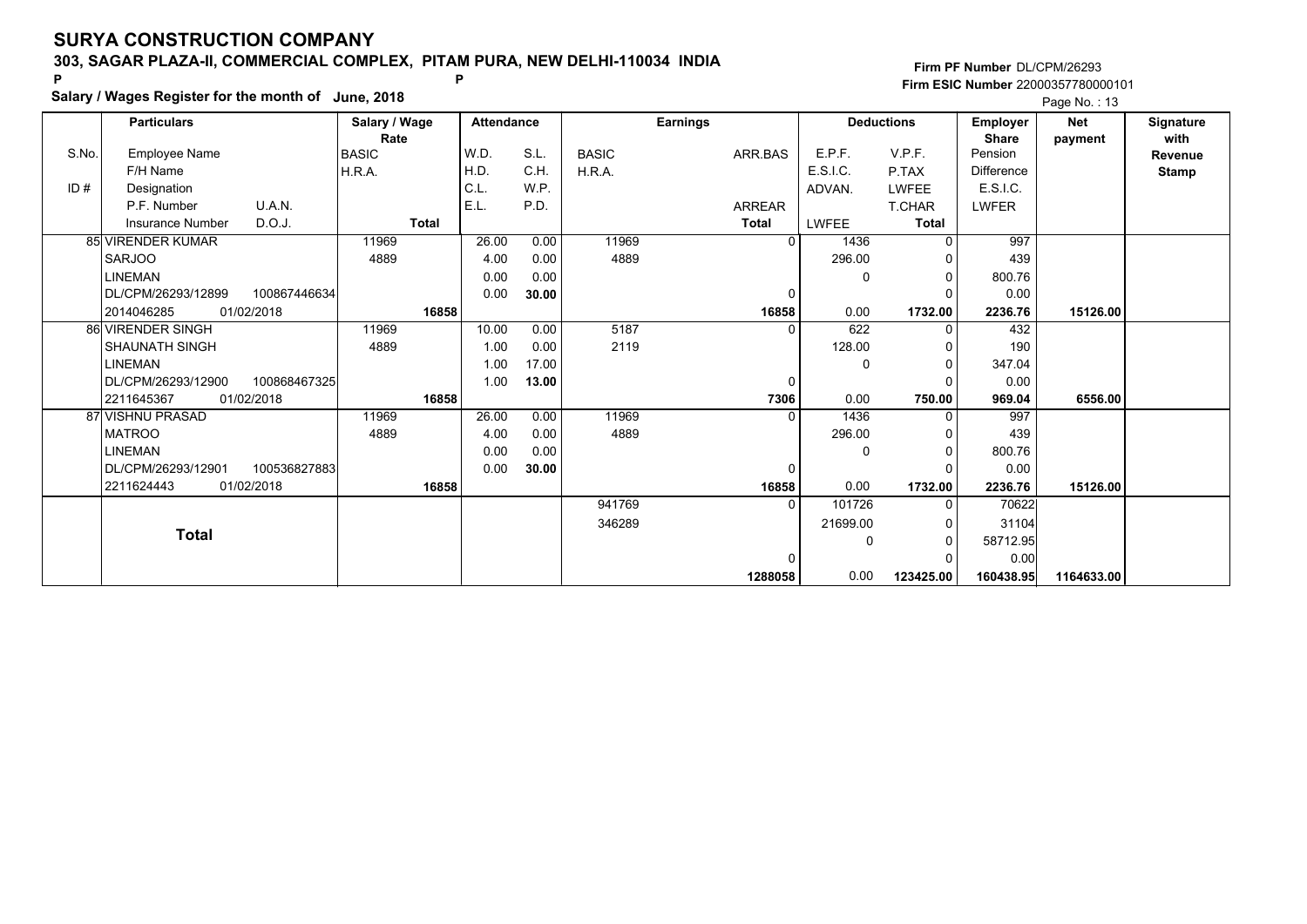# SURYA CONSTRUCTION COMPANY

**303, SAGAR PLAZA-II, COMMERCIAL COMPLEX, PITAM PURA, NEW DELHI-110034 INDIA**

**Salary / Wages Register for the month of June, 2018**

**Firm PF Number** DL/CPM/26293
**Firm ESIC Number** 22000357780000101

Page No. : 13

| S.No. / ID # | Particulars: Employee Name / F/H Name / Designation / P.F. Number, U.A.N. / Insurance Number, D.O.J. | Salary / Wage Rate: BASIC / H.R.A. / Total | Attendance: W.D. / H.D. / C.L. / E.L. | Attendance: S.L. / C.H. / W.P. / P.D. | Earnings: BASIC / H.R.A. | Earnings: ARR.BAS / ARREAR / Total | Deductions: E.P.F. / E.S.I.C. / ADVAN. / LWFEE | Deductions: V.P.F. / P.TAX / LWFEE / T.CHAR / Total | Employer Share: Pension / Difference / E.S.I.C. / LWFER | Net payment | Signature with Revenue Stamp |
|---|---|---|---|---|---|---|---|---|---|---|---|
| 85 | VIRENDER KUMAR | 11969 | 26.00 | 0.00 | 11969 | 0 | 1436 | 0 | 997 | | |
| | SARJOO | 4889 | 4.00 | 0.00 | 4889 | | 296.00 | 0 | 439 | | |
| | LINEMAN | | 0.00 | 0.00 | | | 0 | 0 | 800.76 | | |
| | DL/CPM/26293/12899 100867446634 | | 0.00 | 30.00 | | 0 | | 0 | 0.00 | | |
| | 2014046285 01/02/2018 | 16858 | | | | 16858 | 0.00 | 1732.00 | 2236.76 | 15126.00 | |
| 86 | VIRENDER SINGH | 11969 | 10.00 | 0.00 | 5187 | 0 | 622 | 0 | 432 | | |
| | SHAUNATH SINGH | 4889 | 1.00 | 0.00 | 2119 | | 128.00 | 0 | 190 | | |
| | LINEMAN | | 1.00 | 17.00 | | | 0 | 0 | 347.04 | | |
| | DL/CPM/26293/12900 100868467325 | | 1.00 | 13.00 | | 0 | | 0 | 0.00 | | |
| | 2211645367 01/02/2018 | 16858 | | | | 7306 | 0.00 | 750.00 | 969.04 | 6556.00 | |
| 87 | VISHNU PRASAD | 11969 | 26.00 | 0.00 | 11969 | 0 | 1436 | 0 | 997 | | |
| | MATROO | 4889 | 4.00 | 0.00 | 4889 | | 296.00 | 0 | 439 | | |
| | LINEMAN | | 0.00 | 0.00 | | | 0 | 0 | 800.76 | | |
| | DL/CPM/26293/12901 100536827883 | | 0.00 | 30.00 | | 0 | | 0 | 0.00 | | |
| | 2211624443 01/02/2018 | 16858 | | | | 16858 | 0.00 | 1732.00 | 2236.76 | 15126.00 | |
| | **Total** | | | | 941769 | 0 | 101726 | 0 | 70622 | | |
| | | | | | 346289 | | 21699.00 | 0 | 31104 | | |
| | | | | | | | 0 | 0 | 58712.95 | | |
| | | | | | | 0 | | 0 | 0.00 | | |
| | | | | | | 1288058 | 0.00 | 123425.00 | 160438.95 | 1164633.00 | |